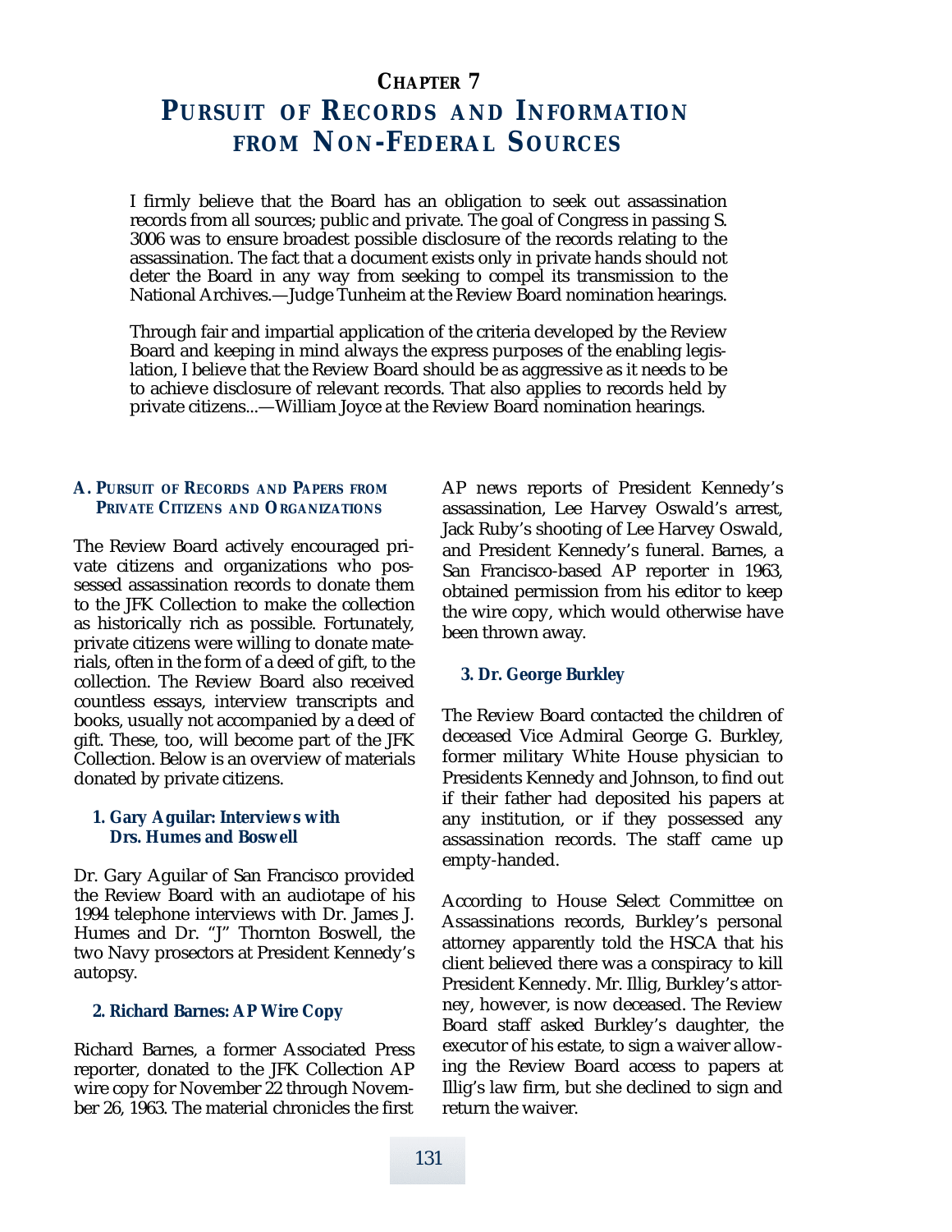# CHAPTER 7

# PURSUIT OF RECORDS AND INFORMATION FROM NON-FEDERAL SOURCES

I firmly believe that the Board has an obligation to seek out assassination records from all sources; public and private. The goal of Congress in passing S. 3006 was to ensure broadest possible disclosure of the records relating to the assassination. The fact that a document exists only in private hands should not deter the Board in any way from seeking to compel its transmission to the National Archives.—Judge Tunheim at the Review Board nomination hearings.

Through fair and impartial application of the criteria developed by the Review Board and keeping in mind always the express purposes of the enabling legislation, I believe that the Review Board should be as aggressive as it needs to be to achieve disclosure of relevant records. That also applies to records held by private citizens...—William Joyce at the Review Board nomination hearings.

## A. PURSUIT OF RECORDS AND PAPERS FROM PRIVATE CITIZENS AND ORGANIZATIONS

The Review Board actively encouraged private citizens and organizations who possessed assassination records to donate them to the JFK Collection to make the collection as historically rich as possible. Fortunately, private citizens were willing to donate materials, often in the form of a deed of gift, to the collection. The Review Board also received countless essays, interview transcripts and books, usually not accompanied by a deed of gift. These, too, will become part of the JFK Collection. Below is an overview of materials donated by private citizens.

### 1. Gary Aguilar: Interviews with Drs. Humes and Boswell

Dr. Gary Aguilar of San Francisco provided the Review Board with an audiotape of his 1994 telephone interviews with Dr. James J. Humes and Dr. "J" Thornton Boswell, the two Navy prosectors at President Kennedy's autopsy.

### 2. Richard Barnes: AP Wire Copy

Richard Barnes, a former Associated Press reporter, donated to the JFK Collection AP wire copy for November 22 through November 26, 1963. The material chronicles the first AP news reports of President Kennedy's assassination, Lee Harvey Oswald's arrest, Jack Ruby's shooting of Lee Harvey Oswald, and President Kennedy's funeral. Barnes, a San Francisco-based AP reporter in 1963, obtained permission from his editor to keep the wire copy, which would otherwise have been thrown away.

### 3. Dr. George Burkley

The Review Board contacted the children of deceased Vice Admiral George G. Burkley, former military White House physician to Presidents Kennedy and Johnson, to find out if their father had deposited his papers at any institution, or if they possessed any assassination records. The staff came up empty-handed.

According to House Select Committee on Assassinations records, Burkley's personal attorney apparently told the HSCA that his client believed there was a conspiracy to kill President Kennedy. Mr. Illig, Burkley's attorney, however, is now deceased. The Review Board staff asked Burkley's daughter, the executor of his estate, to sign a waiver allowing the Review Board access to papers at Illig's law firm, but she declined to sign and return the waiver.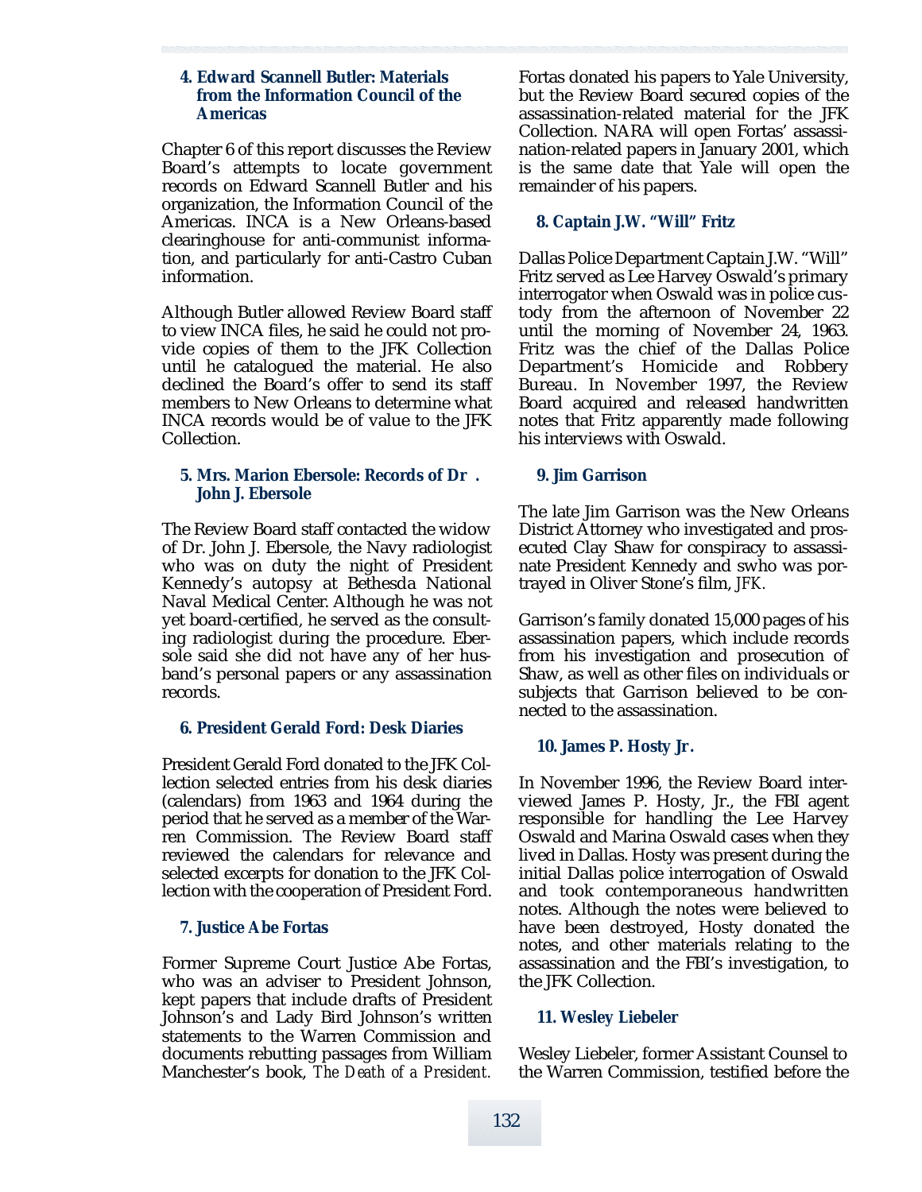#### 4. Edward Scannell Butler: Materials from the Information Council of the Americas

Chapter 6 of this report discusses the Review Board's attempts to locate government records on Edward Scannell Butler and his organization, the Information Council of the Americas. INCA is a New Orleans-based clearinghouse for anti-communist information, and particularly for anti-Castro Cuban information.

Although Butler allowed Review Board staff to view INCA files, he said he could not provide copies of them to the JFK Collection until he catalogued the material. He also declined the Board's offer to send its staff members to New Orleans to determine what INCA records would be of value to the JFK Collection.

#### 5. Mrs. Marion Ebersole: Records of Dr. John J. Ebersole

The Review Board staff contacted the widow of Dr. John J. Ebersole, the Navy radiologist who was on duty the night of President Kennedy's autopsy at Bethesda National Naval Medical Center. Although he was not yet board-certified, he served as the consulting radiologist during the procedure. Ebersole said she did not have any of her husband's personal papers or any assassination records.

#### 6. President Gerald Ford: Desk Diaries

President Gerald Ford donated to the JFK Collection selected entries from his desk diaries (calendars) from 1963 and 1964 during the period that he served as a member of the Warren Commission. The Review Board staff reviewed the calendars for relevance and selected excerpts for donation to the JFK Collection with the cooperation of President Ford.

#### 7. Justice Abe Fortas

Former Supreme Court Justice Abe Fortas, who was an adviser to President Johnson, kept papers that include drafts of President Johnson's and Lady Bird Johnson's written statements to the Warren Commission and documents rebutting passages from William Manchester's book, *The Death of a President.* Fortas donated his papers to Yale University, but the Review Board secured copies of the assassination-related material for the JFK Collection. NARA will open Fortas' assassination-related papers in January 2001, which is the same date that Yale will open the remainder of his papers.

#### 8. Captain J.W. "Will" Fritz

Dallas Police Department Captain J.W. "Will" Fritz served as Lee Harvey Oswald's primary interrogator when Oswald was in police custody from the afternoon of November 22 until the morning of November 24, 1963. Fritz was the chief of the Dallas Police Department's Homicide and Robbery Bureau. In November 1997, the Review Board acquired and released handwritten notes that Fritz apparently made following his interviews with Oswald.

#### 9. Jim Garrison

The late Jim Garrison was the New Orleans District Attorney who investigated and prosecuted Clay Shaw for conspiracy to assassinate President Kennedy and swho was portrayed in Oliver Stone's film, *JFK.*

Garrison's family donated 15,000 pages of his assassination papers, which include records from his investigation and prosecution of Shaw, as well as other files on individuals or subjects that Garrison believed to be connected to the assassination.

#### 10. James P. Hosty Jr.

In November 1996, the Review Board interviewed James P. Hosty, Jr., the FBI agent responsible for handling the Lee Harvey Oswald and Marina Oswald cases when they lived in Dallas. Hosty was present during the initial Dallas police interrogation of Oswald and took contemporaneous handwritten notes. Although the notes were believed to have been destroyed, Hosty donated the notes, and other materials relating to the assassination and the FBI's investigation, to the JFK Collection.

#### 11. Wesley Liebeler

Wesley Liebeler, former Assistant Counsel to the Warren Commission, testified before the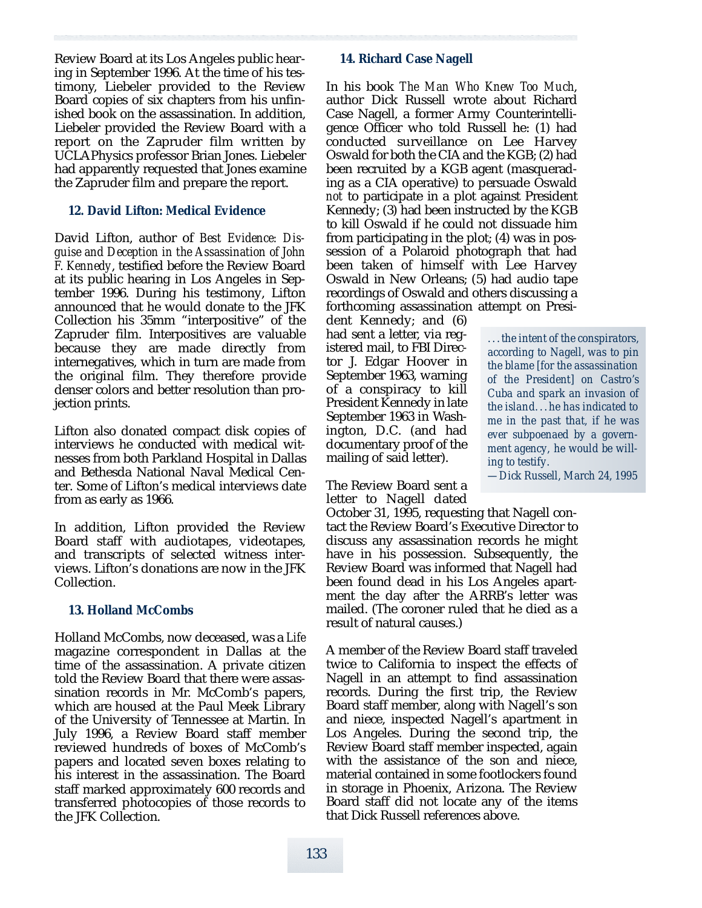Review Board at its Los Angeles public hearing in September 1996. At the time of his testimony, Liebeler provided to the Review Board copies of six chapters from his unfinished book on the assassination. In addition, Liebeler provided the Review Board with a report on the Zapruder film written by UCLA Physics professor Brian Jones. Liebeler had apparently requested that Jones examine the Zapruder film and prepare the report.

### 12. David Lifton: Medical Evidence

David Lifton, author of *Best Evidence: Disguise and Deception in the Assassination of John F. Kennedy*, testified before the Review Board at its public hearing in Los Angeles in September 1996. During his testimony, Lifton announced that he would donate to the JFK Collection his 35mm "interpositive" of the Zapruder film. Interpositives are valuable because they are made directly from internegatives, which in turn are made from the original film. They therefore provide denser colors and better resolution than projection prints.

Lifton also donated compact disk copies of interviews he conducted with medical witnesses from both Parkland Hospital in Dallas and Bethesda National Naval Medical Center. Some of Lifton's medical interviews date from as early as 1966.

In addition, Lifton provided the Review Board staff with audiotapes, videotapes, and transcripts of selected witness interviews. Lifton's donations are now in the JFK Collection.

### 13. Holland McCombs

Holland McCombs, now deceased, was a *Life* magazine correspondent in Dallas at the time of the assassination. A private citizen told the Review Board that there were assassination records in Mr. McComb's papers, which are housed at the Paul Meek Library of the University of Tennessee at Martin. In July 1996, a Review Board staff member reviewed hundreds of boxes of McComb's papers and located seven boxes relating to his interest in the assassination. The Board staff marked approximately 600 records and transferred photocopies of those records to the JFK Collection.

### 14. Richard Case Nagell

In his book *The Man Who Knew Too Much*, author Dick Russell wrote about Richard Case Nagell, a former Army Counterintelligence Officer who told Russell he: (1) had conducted surveillance on Lee Harvey Oswald for both the CIA and the KGB; (2) had been recruited by a KGB agent (masquerading as a CIA operative) to persuade Oswald *not* to participate in a plot against President Kennedy; (3) had been instructed by the KGB to kill Oswald if he could not dissuade him from participating in the plot; (4) was in possession of a Polaroid photograph that had been taken of himself with Lee Harvey Oswald in New Orleans; (5) had audio tape recordings of Oswald and others discussing a forthcoming assassination attempt on President Kennedy; and (6) had sent a letter, via registered mail, to FBI Director J. Edgar Hoover in September 1963, warning of a conspiracy to kill President Kennedy in late September 1963 in Washington, D.C. (and had documentary proof of the mailing of said letter).

> *. . . the intent of the conspirators, according to Nagell, was to pin the blame [for the assassination of the President] on Castro's Cuba and spark an invasion of the island. . . he has indicated to me in the past that, if he was ever subpoenaed by a government agency, he would be willing to testify.*
>
> *—Dick Russell, March 24, 1995*

The Review Board sent a letter to Nagell dated October 31, 1995, requesting that Nagell contact the Review Board's Executive Director to discuss any assassination records he might have in his possession. Subsequently, the Review Board was informed that Nagell had been found dead in his Los Angeles apartment the day after the ARRB's letter was mailed. (The coroner ruled that he died as a result of natural causes.)

A member of the Review Board staff traveled twice to California to inspect the effects of Nagell in an attempt to find assassination records. During the first trip, the Review Board staff member, along with Nagell's son and niece, inspected Nagell's apartment in Los Angeles. During the second trip, the Review Board staff member inspected, again with the assistance of the son and niece, material contained in some footlockers found in storage in Phoenix, Arizona. The Review Board staff did not locate any of the items that Dick Russell references above.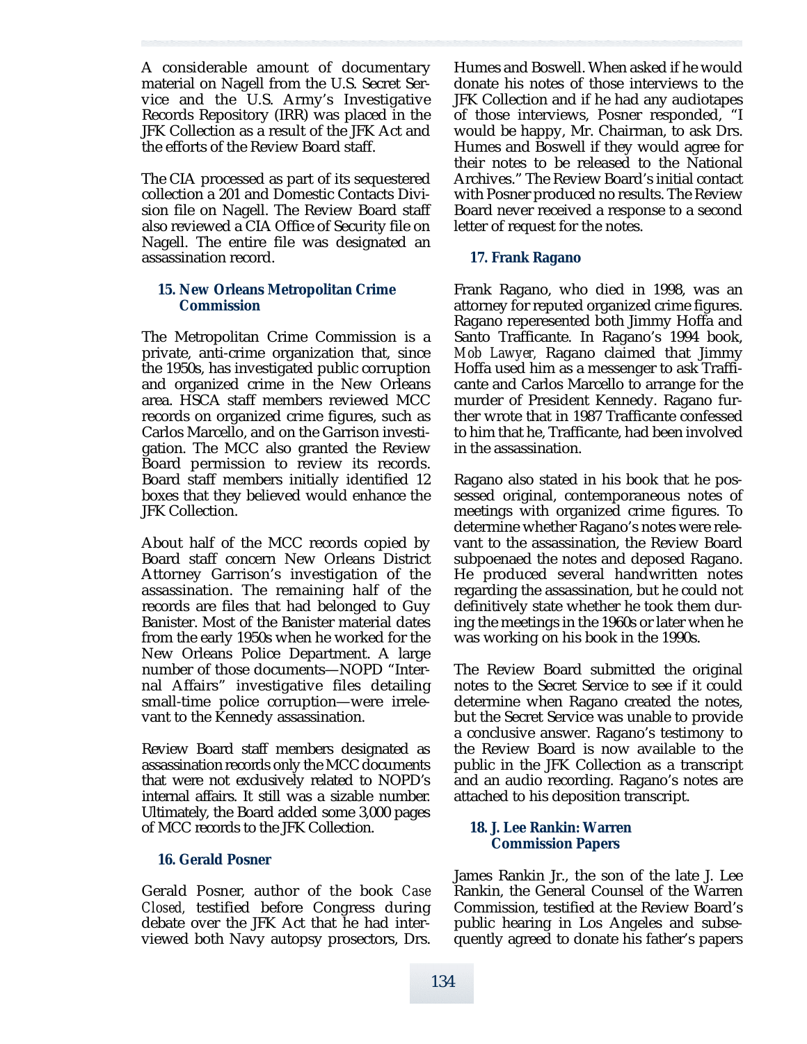A considerable amount of documentary material on Nagell from the U.S. Secret Service and the U.S. Army's Investigative Records Repository (IRR) was placed in the JFK Collection as a result of the JFK Act and the efforts of the Review Board staff.

The CIA processed as part of its sequestered collection a 201 and Domestic Contacts Division file on Nagell. The Review Board staff also reviewed a CIA Office of Security file on Nagell. The entire file was designated an assassination record.

### 15. New Orleans Metropolitan Crime Commission

The Metropolitan Crime Commission is a private, anti-crime organization that, since the 1950s, has investigated public corruption and organized crime in the New Orleans area. HSCA staff members reviewed MCC records on organized crime figures, such as Carlos Marcello, and on the Garrison investigation. The MCC also granted the Review Board permission to review its records. Board staff members initially identified 12 boxes that they believed would enhance the JFK Collection.

About half of the MCC records copied by Board staff concern New Orleans District Attorney Garrison's investigation of the assassination. The remaining half of the records are files that had belonged to Guy Banister. Most of the Banister material dates from the early 1950s when he worked for the New Orleans Police Department. A large number of those documents—NOPD "Internal Affairs" investigative files detailing small-time police corruption—were irrelevant to the Kennedy assassination.

Review Board staff members designated as assassination records only the MCC documents that were not exclusively related to NOPD's internal affairs. It still was a sizable number. Ultimately, the Board added some 3,000 pages of MCC records to the JFK Collection.

### 16. Gerald Posner

Gerald Posner, author of the book *Case Closed,* testified before Congress during debate over the JFK Act that he had interviewed both Navy autopsy prosectors, Drs. Humes and Boswell. When asked if he would donate his notes of those interviews to the JFK Collection and if he had any audiotapes of those interviews, Posner responded, "I would be happy, Mr. Chairman, to ask Drs. Humes and Boswell if they would agree for their notes to be released to the National Archives." The Review Board's initial contact with Posner produced no results. The Review Board never received a response to a second letter of request for the notes.

### 17. Frank Ragano

Frank Ragano, who died in 1998, was an attorney for reputed organized crime figures. Ragano reperesented both Jimmy Hoffa and Santo Trafficante. In Ragano's 1994 book, *Mob Lawyer,* Ragano claimed that Jimmy Hoffa used him as a messenger to ask Trafficante and Carlos Marcello to arrange for the murder of President Kennedy. Ragano further wrote that in 1987 Trafficante confessed to him that he, Trafficante, had been involved in the assassination.

Ragano also stated in his book that he possessed original, contemporaneous notes of meetings with organized crime figures. To determine whether Ragano's notes were relevant to the assassination, the Review Board subpoenaed the notes and deposed Ragano. He produced several handwritten notes regarding the assassination, but he could not definitively state whether he took them during the meetings in the 1960s or later when he was working on his book in the 1990s.

The Review Board submitted the original notes to the Secret Service to see if it could determine when Ragano created the notes, but the Secret Service was unable to provide a conclusive answer. Ragano's testimony to the Review Board is now available to the public in the JFK Collection as a transcript and an audio recording. Ragano's notes are attached to his deposition transcript.

### 18. J. Lee Rankin: Warren Commission Papers

James Rankin Jr., the son of the late J. Lee Rankin, the General Counsel of the Warren Commission, testified at the Review Board's public hearing in Los Angeles and subsequently agreed to donate his father's papers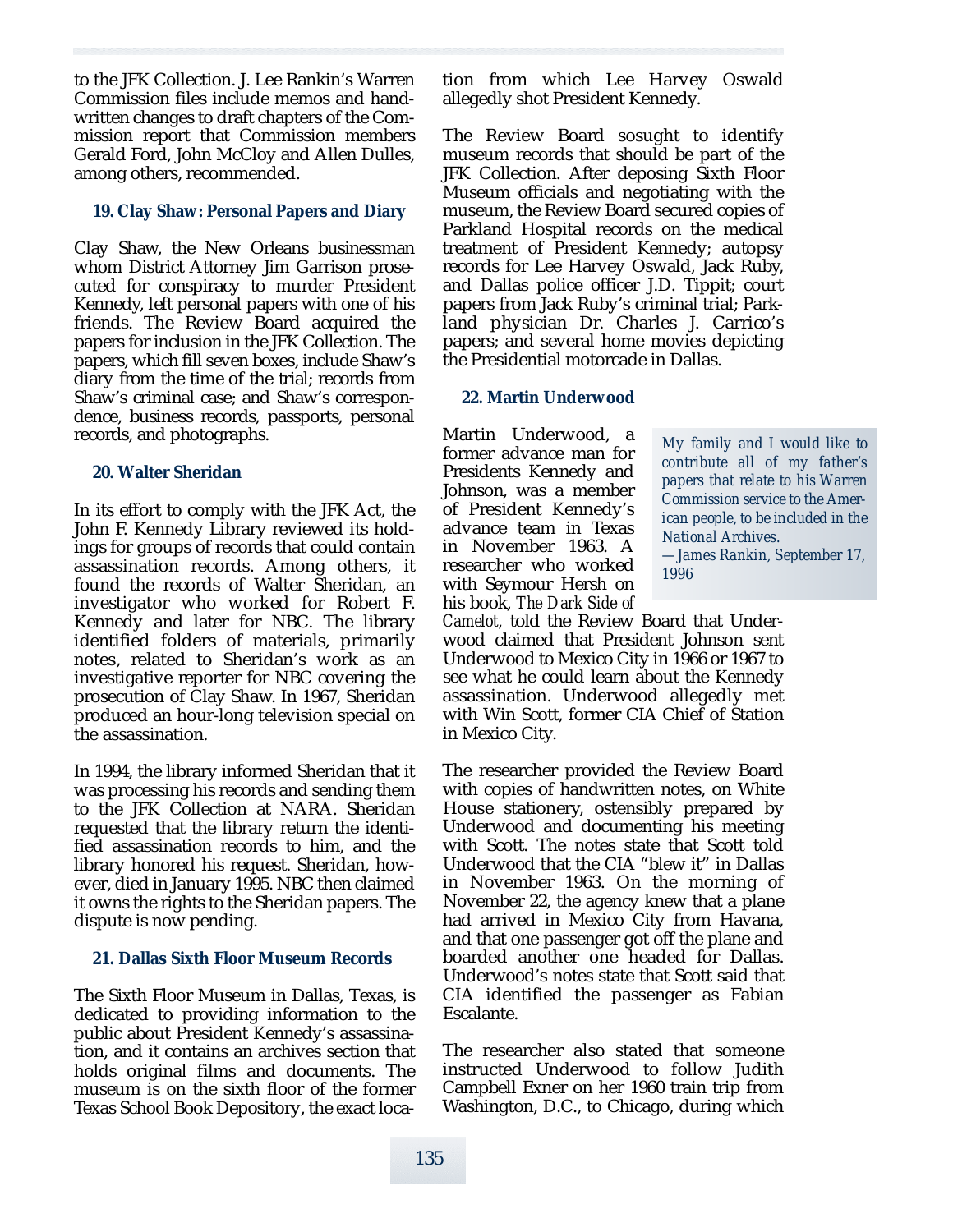to the JFK Collection. J. Lee Rankin's Warren Commission files include memos and handwritten changes to draft chapters of the Commission report that Commission members Gerald Ford, John McCloy and Allen Dulles, among others, recommended.

### 19. Clay Shaw: Personal Papers and Diary

Clay Shaw, the New Orleans businessman whom District Attorney Jim Garrison prosecuted for conspiracy to murder President Kennedy, left personal papers with one of his friends. The Review Board acquired the papers for inclusion in the JFK Collection. The papers, which fill seven boxes, include Shaw's diary from the time of the trial; records from Shaw's criminal case; and Shaw's correspondence, business records, passports, personal records, and photographs.

### 20. Walter Sheridan

In its effort to comply with the JFK Act, the John F. Kennedy Library reviewed its holdings for groups of records that could contain assassination records. Among others, it found the records of Walter Sheridan, an investigator who worked for Robert F. Kennedy and later for NBC. The library identified folders of materials, primarily notes, related to Sheridan's work as an investigative reporter for NBC covering the prosecution of Clay Shaw. In 1967, Sheridan produced an hour-long television special on the assassination.

In 1994, the library informed Sheridan that it was processing his records and sending them to the JFK Collection at NARA. Sheridan requested that the library return the identified assassination records to him, and the library honored his request. Sheridan, however, died in January 1995. NBC then claimed it owns the rights to the Sheridan papers. The dispute is now pending.

### 21. Dallas Sixth Floor Museum Records

The Sixth Floor Museum in Dallas, Texas, is dedicated to providing information to the public about President Kennedy's assassination, and it contains an archives section that holds original films and documents. The museum is on the sixth floor of the former Texas School Book Depository, the exact location from which Lee Harvey Oswald allegedly shot President Kennedy.

The Review Board sosught to identify museum records that should be part of the JFK Collection. After deposing Sixth Floor Museum officials and negotiating with the museum, the Review Board secured copies of Parkland Hospital records on the medical treatment of President Kennedy; autopsy records for Lee Harvey Oswald, Jack Ruby, and Dallas police officer J.D. Tippit; court papers from Jack Ruby's criminal trial; Parkland physician Dr. Charles J. Carrico's papers; and several home movies depicting the Presidential motorcade in Dallas.

### 22. Martin Underwood

> *My family and I would like to contribute all of my father's papers that relate to his Warren Commission service to the American people, to be included in the National Archives.*
> *—James Rankin, September 17, 1996*

Martin Underwood, a former advance man for Presidents Kennedy and Johnson, was a member of President Kennedy's advance team in Texas in November 1963. A researcher who worked with Seymour Hersh on his book, *The Dark Side of Camelot,* told the Review Board that Underwood claimed that President Johnson sent Underwood to Mexico City in 1966 or 1967 to see what he could learn about the Kennedy assassination. Underwood allegedly met with Win Scott, former CIA Chief of Station in Mexico City.

The researcher provided the Review Board with copies of handwritten notes, on White House stationery, ostensibly prepared by Underwood and documenting his meeting with Scott. The notes state that Scott told Underwood that the CIA "blew it" in Dallas in November 1963. On the morning of November 22, the agency knew that a plane had arrived in Mexico City from Havana, and that one passenger got off the plane and boarded another one headed for Dallas. Underwood's notes state that Scott said that CIA identified the passenger as Fabian Escalante.

The researcher also stated that someone instructed Underwood to follow Judith Campbell Exner on her 1960 train trip from Washington, D.C., to Chicago, during which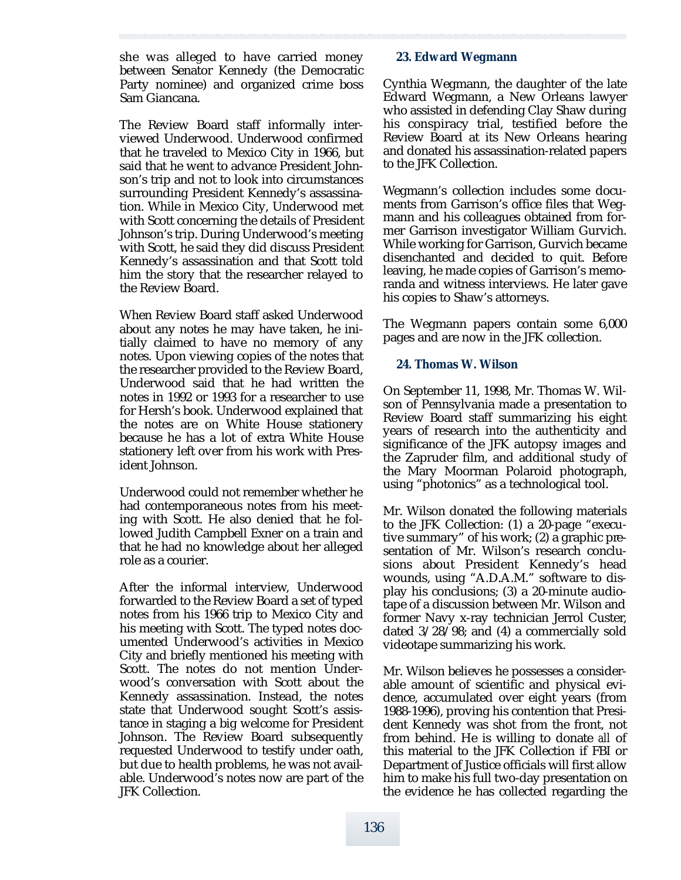she was alleged to have carried money between Senator Kennedy (the Democratic Party nominee) and organized crime boss Sam Giancana.

The Review Board staff informally interviewed Underwood. Underwood confirmed that he traveled to Mexico City in 1966, but said that he went to advance President Johnson's trip and not to look into circumstances surrounding President Kennedy's assassination. While in Mexico City, Underwood met with Scott concerning the details of President Johnson's trip. During Underwood's meeting with Scott, he said they did discuss President Kennedy's assassination and that Scott told him the story that the researcher relayed to the Review Board.

When Review Board staff asked Underwood about any notes he may have taken, he initially claimed to have no memory of any notes. Upon viewing copies of the notes that the researcher provided to the Review Board, Underwood said that he had written the notes in 1992 or 1993 for a researcher to use for Hersh's book. Underwood explained that the notes are on White House stationery because he has a lot of extra White House stationery left over from his work with President Johnson.

Underwood could not remember whether he had contemporaneous notes from his meeting with Scott. He also denied that he followed Judith Campbell Exner on a train and that he had no knowledge about her alleged role as a courier.

After the informal interview, Underwood forwarded to the Review Board a set of typed notes from his 1966 trip to Mexico City and his meeting with Scott. The typed notes documented Underwood's activities in Mexico City and briefly mentioned his meeting with Scott. The notes do not mention Underwood's conversation with Scott about the Kennedy assassination. Instead, the notes state that Underwood sought Scott's assistance in staging a big welcome for President Johnson. The Review Board subsequently requested Underwood to testify under oath, but due to health problems, he was not available. Underwood's notes now are part of the JFK Collection.

### 23. Edward Wegmann

Cynthia Wegmann, the daughter of the late Edward Wegmann, a New Orleans lawyer who assisted in defending Clay Shaw during his conspiracy trial, testified before the Review Board at its New Orleans hearing and donated his assassination-related papers to the JFK Collection.

Wegmann's collection includes some documents from Garrison's office files that Wegmann and his colleagues obtained from former Garrison investigator William Gurvich. While working for Garrison, Gurvich became disenchanted and decided to quit. Before leaving, he made copies of Garrison's memoranda and witness interviews. He later gave his copies to Shaw's attorneys.

The Wegmann papers contain some 6,000 pages and are now in the JFK collection.

### 24. Thomas W. Wilson

On September 11, 1998, Mr. Thomas W. Wilson of Pennsylvania made a presentation to Review Board staff summarizing his eight years of research into the authenticity and significance of the JFK autopsy images and the Zapruder film, and additional study of the Mary Moorman Polaroid photograph, using "photonics" as a technological tool.

Mr. Wilson donated the following materials to the JFK Collection: (1) a 20-page "executive summary" of his work; (2) a graphic presentation of Mr. Wilson's research conclusions about President Kennedy's head wounds, using "A.D.A.M." software to display his conclusions; (3) a 20-minute audiotape of a discussion between Mr. Wilson and former Navy x-ray technician Jerrol Custer, dated 3/28/98; and (4) a commercially sold videotape summarizing his work.

Mr. Wilson believes he possesses a considerable amount of scientific and physical evidence, accumulated over eight years (from 1988-1996), proving his contention that President Kennedy was shot from the front, not from behind. He is willing to donate *all* of this material to the JFK Collection if FBI or Department of Justice officials will first allow him to make his full two-day presentation on the evidence he has collected regarding the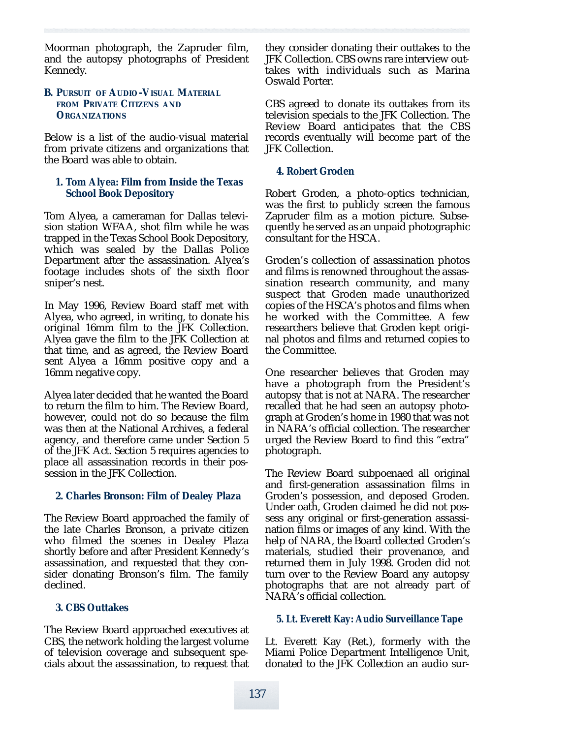Moorman photograph, the Zapruder film, and the autopsy photographs of President Kennedy.

## B. Pursuit of Audio-Visual Material from Private Citizens and Organizations

Below is a list of the audio-visual material from private citizens and organizations that the Board was able to obtain.

### 1. Tom Alyea: Film from Inside the Texas School Book Depository

Tom Alyea, a cameraman for Dallas television station WFAA, shot film while he was trapped in the Texas School Book Depository, which was sealed by the Dallas Police Department after the assassination. Alyea's footage includes shots of the sixth floor sniper's nest.

In May 1996, Review Board staff met with Alyea, who agreed, in writing, to donate his original 16mm film to the JFK Collection. Alyea gave the film to the JFK Collection at that time, and as agreed, the Review Board sent Alyea a 16mm positive copy and a 16mm negative copy.

Alyea later decided that he wanted the Board to return the film to him. The Review Board, however, could not do so because the film was then at the National Archives, a federal agency, and therefore came under Section 5 of the JFK Act. Section 5 requires agencies to place all assassination records in their possession in the JFK Collection.

### 2. Charles Bronson: Film of Dealey Plaza

The Review Board approached the family of the late Charles Bronson, a private citizen who filmed the scenes in Dealey Plaza shortly before and after President Kennedy's assassination, and requested that they consider donating Bronson's film. The family declined.

### 3. CBS Outtakes

The Review Board approached executives at CBS, the network holding the largest volume of television coverage and subsequent specials about the assassination, to request that they consider donating their outtakes to the JFK Collection. CBS owns rare interview outtakes with individuals such as Marina Oswald Porter.

CBS agreed to donate its outtakes from its television specials to the JFK Collection. The Review Board anticipates that the CBS records eventually will become part of the JFK Collection.

### 4. Robert Groden

Robert Groden, a photo-optics technician, was the first to publicly screen the famous Zapruder film as a motion picture. Subsequently he served as an unpaid photographic consultant for the HSCA.

Groden's collection of assassination photos and films is renowned throughout the assassination research community, and many suspect that Groden made unauthorized copies of the HSCA's photos and films when he worked with the Committee. A few researchers believe that Groden kept original photos and films and returned copies to the Committee.

One researcher believes that Groden may have a photograph from the President's autopsy that is not at NARA. The researcher recalled that he had seen an autopsy photograph at Groden's home in 1980 that was not in NARA's official collection. The researcher urged the Review Board to find this "extra" photograph.

The Review Board subpoenaed all original and first-generation assassination films in Groden's possession, and deposed Groden. Under oath, Groden claimed he did not possess any original or first-generation assassination films or images of any kind. With the help of NARA, the Board collected Groden's materials, studied their provenance, and returned them in July 1998. Groden did not turn over to the Review Board any autopsy photographs that are not already part of NARA's official collection.

### 5. Lt. Everett Kay: Audio Surveillance Tape

Lt. Everett Kay (Ret.), formerly with the Miami Police Department Intelligence Unit, donated to the JFK Collection an audio sur-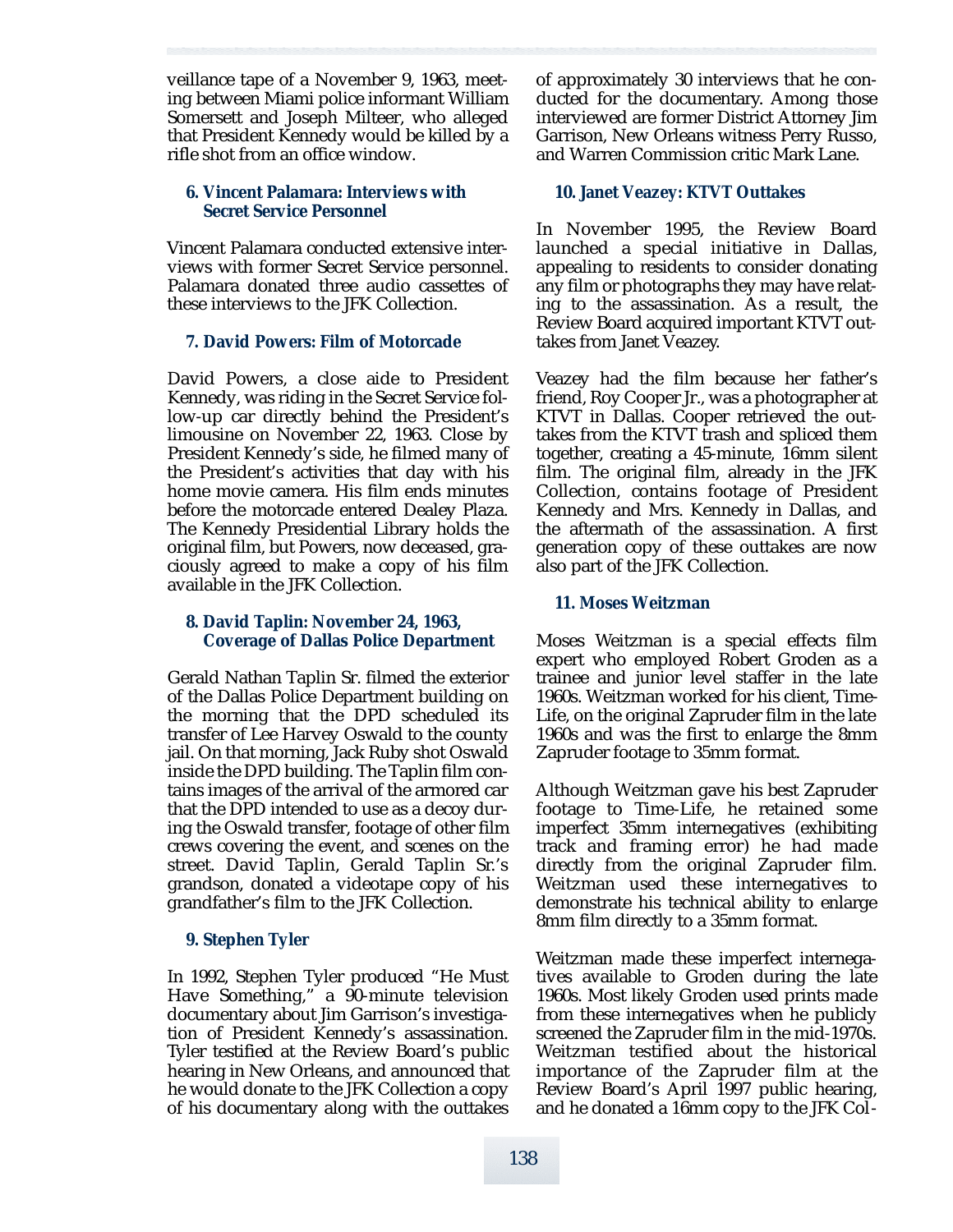veillance tape of a November 9, 1963, meeting between Miami police informant William Somersett and Joseph Milteer, who alleged that President Kennedy would be killed by a rifle shot from an office window.

### 6. Vincent Palamara: Interviews with Secret Service Personnel

Vincent Palamara conducted extensive interviews with former Secret Service personnel. Palamara donated three audio cassettes of these interviews to the JFK Collection.

### 7. David Powers: Film of Motorcade

David Powers, a close aide to President Kennedy, was riding in the Secret Service follow-up car directly behind the President's limousine on November 22, 1963. Close by President Kennedy's side, he filmed many of the President's activities that day with his home movie camera. His film ends minutes before the motorcade entered Dealey Plaza. The Kennedy Presidential Library holds the original film, but Powers, now deceased, graciously agreed to make a copy of his film available in the JFK Collection.

### 8. David Taplin: November 24, 1963, Coverage of Dallas Police Department

Gerald Nathan Taplin Sr. filmed the exterior of the Dallas Police Department building on the morning that the DPD scheduled its transfer of Lee Harvey Oswald to the county jail. On that morning, Jack Ruby shot Oswald inside the DPD building. The Taplin film contains images of the arrival of the armored car that the DPD intended to use as a decoy during the Oswald transfer, footage of other film crews covering the event, and scenes on the street. David Taplin, Gerald Taplin Sr.'s grandson, donated a videotape copy of his grandfather's film to the JFK Collection.

### 9. Stephen Tyler

In 1992, Stephen Tyler produced "He Must Have Something," a 90-minute television documentary about Jim Garrison's investigation of President Kennedy's assassination. Tyler testified at the Review Board's public hearing in New Orleans, and announced that he would donate to the JFK Collection a copy of his documentary along with the outtakes of approximately 30 interviews that he conducted for the documentary. Among those interviewed are former District Attorney Jim Garrison, New Orleans witness Perry Russo, and Warren Commission critic Mark Lane.

### 10. Janet Veazey: KTVT Outtakes

In November 1995, the Review Board launched a special initiative in Dallas, appealing to residents to consider donating any film or photographs they may have relating to the assassination. As a result, the Review Board acquired important KTVT outtakes from Janet Veazey.

Veazey had the film because her father's friend, Roy Cooper Jr., was a photographer at KTVT in Dallas. Cooper retrieved the outtakes from the KTVT trash and spliced them together, creating a 45-minute, 16mm silent film. The original film, already in the JFK Collection, contains footage of President Kennedy and Mrs. Kennedy in Dallas, and the aftermath of the assassination. A first generation copy of these outtakes are now also part of the JFK Collection.

### 11. Moses Weitzman

Moses Weitzman is a special effects film expert who employed Robert Groden as a trainee and junior level staffer in the late 1960s. Weitzman worked for his client, Time-Life, on the original Zapruder film in the late 1960s and was the first to enlarge the 8mm Zapruder footage to 35mm format.

Although Weitzman gave his best Zapruder footage to Time-Life, he retained some imperfect 35mm internegatives (exhibiting track and framing error) he had made directly from the original Zapruder film. Weitzman used these internegatives to demonstrate his technical ability to enlarge 8mm film directly to a 35mm format.

Weitzman made these imperfect internegatives available to Groden during the late 1960s. Most likely Groden used prints made from these internegatives when he publicly screened the Zapruder film in the mid-1970s. Weitzman testified about the historical importance of the Zapruder film at the Review Board's April 1997 public hearing, and he donated a 16mm copy to the JFK Col-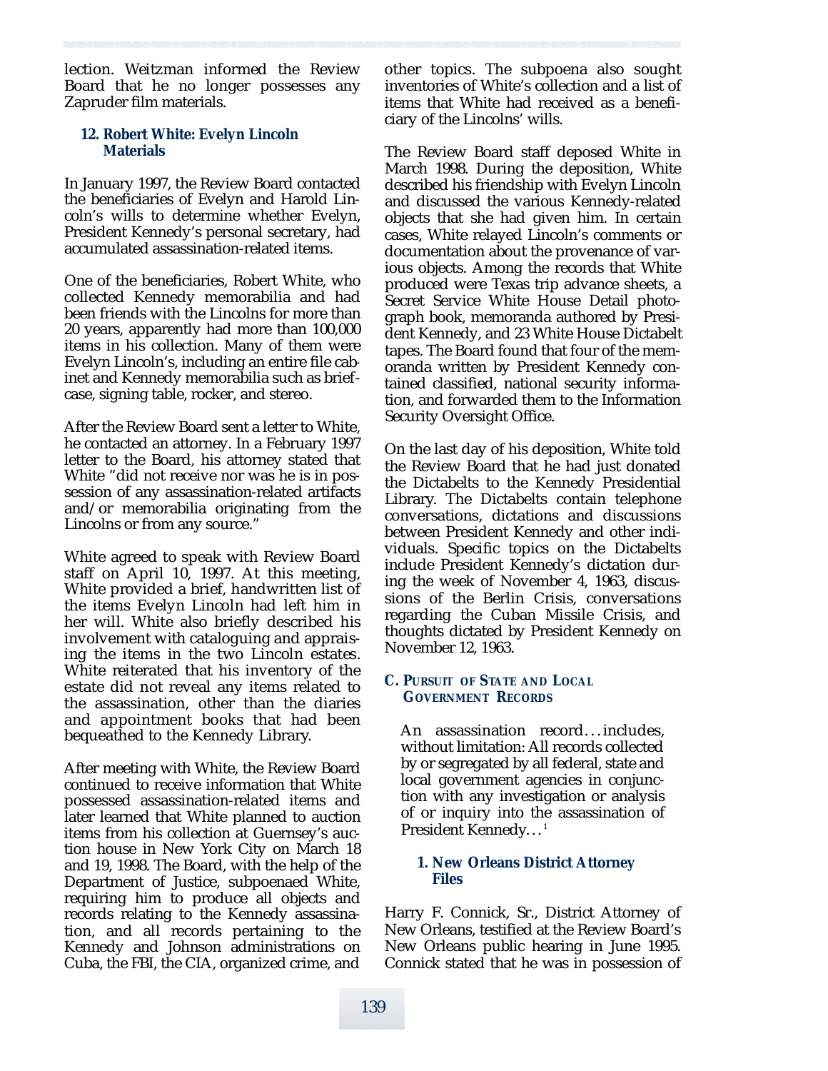lection. Weitzman informed the Review Board that he no longer possesses any Zapruder film materials.

#### 12. Robert White: Evelyn Lincoln Materials

In January 1997, the Review Board contacted the beneficiaries of Evelyn and Harold Lincoln's wills to determine whether Evelyn, President Kennedy's personal secretary, had accumulated assassination-related items.

One of the beneficiaries, Robert White, who collected Kennedy memorabilia and had been friends with the Lincolns for more than 20 years, apparently had more than 100,000 items in his collection. Many of them were Evelyn Lincoln's, including an entire file cabinet and Kennedy memorabilia such as briefcase, signing table, rocker, and stereo.

After the Review Board sent a letter to White, he contacted an attorney. In a February 1997 letter to the Board, his attorney stated that White "did not receive nor was he is in possession of any assassination-related artifacts and/or memorabilia originating from the Lincolns or from any source."

White agreed to speak with Review Board staff on April 10, 1997. At this meeting, White provided a brief, handwritten list of the items Evelyn Lincoln had left him in her will. White also briefly described his involvement with cataloguing and appraising the items in the two Lincoln estates. White reiterated that his inventory of the estate did not reveal any items related to the assassination, other than the diaries and appointment books that had been bequeathed to the Kennedy Library.

After meeting with White, the Review Board continued to receive information that White possessed assassination-related items and later learned that White planned to auction items from his collection at Guernsey's auction house in New York City on March 18 and 19, 1998. The Board, with the help of the Department of Justice, subpoenaed White, requiring him to produce all objects and records relating to the Kennedy assassination, and all records pertaining to the Kennedy and Johnson administrations on Cuba, the FBI, the CIA, organized crime, and other topics. The subpoena also sought inventories of White's collection and a list of items that White had received as a beneficiary of the Lincolns' wills.

The Review Board staff deposed White in March 1998. During the deposition, White described his friendship with Evelyn Lincoln and discussed the various Kennedy-related objects that she had given him. In certain cases, White relayed Lincoln's comments or documentation about the provenance of various objects. Among the records that White produced were Texas trip advance sheets, a Secret Service White House Detail photograph book, memoranda authored by President Kennedy, and 23 White House Dictabelt tapes. The Board found that four of the memoranda written by President Kennedy contained classified, national security information, and forwarded them to the Information Security Oversight Office.

On the last day of his deposition, White told the Review Board that he had just donated the Dictabelts to the Kennedy Presidential Library. The Dictabelts contain telephone conversations, dictations and discussions between President Kennedy and other individuals. Specific topics on the Dictabelts include President Kennedy's dictation during the week of November 4, 1963, discussions of the Berlin Crisis, conversations regarding the Cuban Missile Crisis, and thoughts dictated by President Kennedy on November 12, 1963.

### C. Pursuit of State and Local Government Records

> An assassination record…includes, without limitation: All records collected by or segregated by all federal, state and local government agencies in conjunction with any investigation or analysis of or inquiry into the assassination of President Kennedy…[1]

#### 1. New Orleans District Attorney Files

Harry F. Connick, Sr., District Attorney of New Orleans, testified at the Review Board's New Orleans public hearing in June 1995. Connick stated that he was in possession of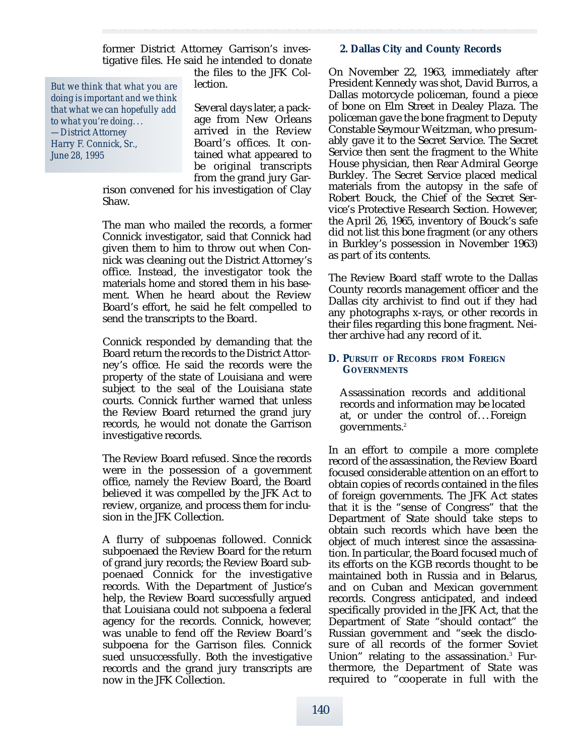former District Attorney Garrison's investigative files. He said he intended to donate the files to the JFK Collection.

> *But we think that what you are doing is important and we think that what we can hopefully add to what you're doing. . .*
> *—District Attorney Harry F. Connick, Sr., June 28, 1995*

Several days later, a package from New Orleans arrived in the Review Board's offices. It contained what appeared to be original transcripts from the grand jury Garrison convened for his investigation of Clay Shaw.

The man who mailed the records, a former Connick investigator, said that Connick had given them to him to throw out when Connick was cleaning out the District Attorney's office. Instead, the investigator took the materials home and stored them in his basement. When he heard about the Review Board's effort, he said he felt compelled to send the transcripts to the Board.

Connick responded by demanding that the Board return the records to the District Attorney's office. He said the records were the property of the state of Louisiana and were subject to the seal of the Louisiana state courts. Connick further warned that unless the Review Board returned the grand jury records, he would not donate the Garrison investigative records.

The Review Board refused. Since the records were in the possession of a government office, namely the Review Board, the Board believed it was compelled by the JFK Act to review, organize, and process them for inclusion in the JFK Collection.

A flurry of subpoenas followed. Connick subpoenaed the Review Board for the return of grand jury records; the Review Board subpoenaed Connick for the investigative records. With the Department of Justice's help, the Review Board successfully argued that Louisiana could not subpoena a federal agency for the records. Connick, however, was unable to fend off the Review Board's subpoena for the Garrison files. Connick sued unsuccessfully. Both the investigative records and the grand jury transcripts are now in the JFK Collection.

### 2. Dallas City and County Records

On November 22, 1963, immediately after President Kennedy was shot, David Burros, a Dallas motorcycle policeman, found a piece of bone on Elm Street in Dealey Plaza. The policeman gave the bone fragment to Deputy Constable Seymour Weitzman, who presumably gave it to the Secret Service. The Secret Service then sent the fragment to the White House physician, then Rear Admiral George Burkley. The Secret Service placed medical materials from the autopsy in the safe of Robert Bouck, the Chief of the Secret Service's Protective Research Section. However, the April 26, 1965, inventory of Bouck's safe did not list this bone fragment (or any others in Burkley's possession in November 1963) as part of its contents.

The Review Board staff wrote to the Dallas County records management officer and the Dallas city archivist to find out if they had any photographs x-rays, or other records in their files regarding this bone fragment. Neither archive had any record of it.

## D. Pursuit of Records from Foreign Governments

> Assassination records and additional records and information may be located at, or under the control of. . . Foreign governments.[2]

In an effort to compile a more complete record of the assassination, the Review Board focused considerable attention on an effort to obtain copies of records contained in the files of foreign governments. The JFK Act states that it is the "sense of Congress" that the Department of State should take steps to obtain such records which have been the object of much interest since the assassination. In particular, the Board focused much of its efforts on the KGB records thought to be maintained both in Russia and in Belarus, and on Cuban and Mexican government records. Congress anticipated, and indeed specifically provided in the JFK Act, that the Department of State "should contact" the Russian government and "seek the disclosure of all records of the former Soviet Union" relating to the assassination.[3] Furthermore, the Department of State was required to "cooperate in full with the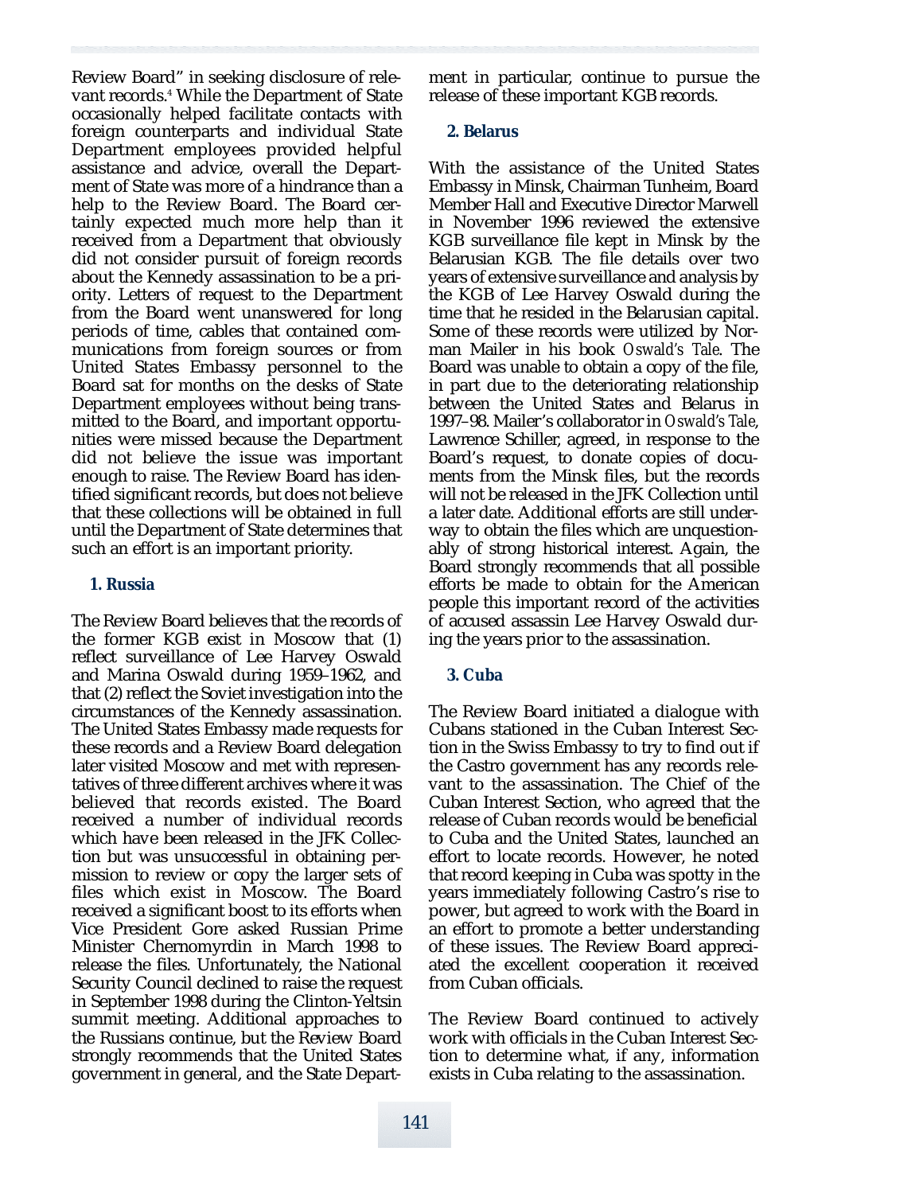Review Board" in seeking disclosure of relevant records.[4] While the Department of State occasionally helped facilitate contacts with foreign counterparts and individual State Department employees provided helpful assistance and advice, overall the Department of State was more of a hindrance than a help to the Review Board. The Board certainly expected much more help than it received from a Department that obviously did not consider pursuit of foreign records about the Kennedy assassination to be a priority. Letters of request to the Department from the Board went unanswered for long periods of time, cables that contained communications from foreign sources or from United States Embassy personnel to the Board sat for months on the desks of State Department employees without being transmitted to the Board, and important opportunities were missed because the Department did not believe the issue was important enough to raise. The Review Board has identified significant records, but does not believe that these collections will be obtained in full until the Department of State determines that such an effort is an important priority.

### 1. Russia

The Review Board believes that the records of the former KGB exist in Moscow that (1) reflect surveillance of Lee Harvey Oswald and Marina Oswald during 1959–1962, and that (2) reflect the Soviet investigation into the circumstances of the Kennedy assassination. The United States Embassy made requests for these records and a Review Board delegation later visited Moscow and met with representatives of three different archives where it was believed that records existed. The Board received a number of individual records which have been released in the JFK Collection but was unsuccessful in obtaining permission to review or copy the larger sets of files which exist in Moscow. The Board received a significant boost to its efforts when Vice President Gore asked Russian Prime Minister Chernomyrdin in March 1998 to release the files. Unfortunately, the National Security Council declined to raise the request in September 1998 during the Clinton-Yeltsin summit meeting. Additional approaches to the Russians continue, but the Review Board strongly recommends that the United States government in general, and the State Department in particular, continue to pursue the release of these important KGB records.

### 2. Belarus

With the assistance of the United States Embassy in Minsk, Chairman Tunheim, Board Member Hall and Executive Director Marwell in November 1996 reviewed the extensive KGB surveillance file kept in Minsk by the Belarusian KGB. The file details over two years of extensive surveillance and analysis by the KGB of Lee Harvey Oswald during the time that he resided in the Belarusian capital. Some of these records were utilized by Norman Mailer in his book *Oswald's Tale*. The Board was unable to obtain a copy of the file, in part due to the deteriorating relationship between the United States and Belarus in 1997–98. Mailer's collaborator in *Oswald's Tale*, Lawrence Schiller, agreed, in response to the Board's request, to donate copies of documents from the Minsk files, but the records will not be released in the JFK Collection until a later date. Additional efforts are still underway to obtain the files which are unquestionably of strong historical interest. Again, the Board strongly recommends that all possible efforts be made to obtain for the American people this important record of the activities of accused assassin Lee Harvey Oswald during the years prior to the assassination.

### 3. Cuba

The Review Board initiated a dialogue with Cubans stationed in the Cuban Interest Section in the Swiss Embassy to try to find out if the Castro government has any records relevant to the assassination. The Chief of the Cuban Interest Section, who agreed that the release of Cuban records would be beneficial to Cuba and the United States, launched an effort to locate records. However, he noted that record keeping in Cuba was spotty in the years immediately following Castro's rise to power, but agreed to work with the Board in an effort to promote a better understanding of these issues. The Review Board appreciated the excellent cooperation it received from Cuban officials.

The Review Board continued to actively work with officials in the Cuban Interest Section to determine what, if any, information exists in Cuba relating to the assassination.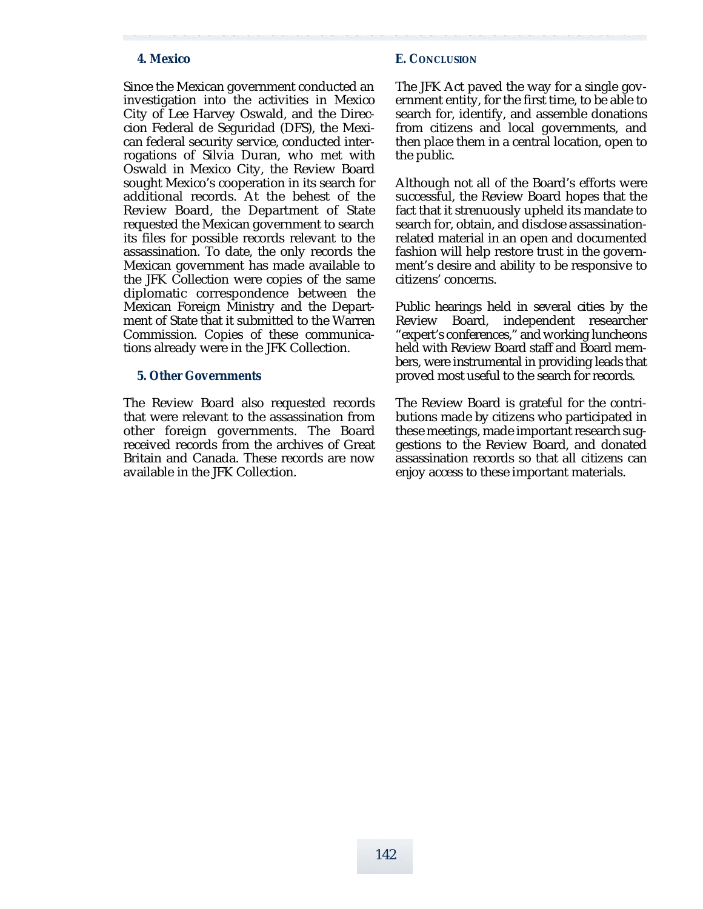### 4. Mexico

Since the Mexican government conducted an investigation into the activities in Mexico City of Lee Harvey Oswald, and the Direccion Federal de Seguridad (DFS), the Mexican federal security service, conducted interrogations of Silvia Duran, who met with Oswald in Mexico City, the Review Board sought Mexico's cooperation in its search for additional records. At the behest of the Review Board, the Department of State requested the Mexican government to search its files for possible records relevant to the assassination. To date, the only records the Mexican government has made available to the JFK Collection were copies of the same diplomatic correspondence between the Mexican Foreign Ministry and the Department of State that it submitted to the Warren Commission. Copies of these communications already were in the JFK Collection.

### 5. Other Governments

The Review Board also requested records that were relevant to the assassination from other foreign governments. The Board received records from the archives of Great Britain and Canada. These records are now available in the JFK Collection.

## E. Conclusion

The JFK Act paved the way for a single government entity, for the first time, to be able to search for, identify, and assemble donations from citizens and local governments, and then place them in a central location, open to the public.

Although not all of the Board's efforts were successful, the Review Board hopes that the fact that it strenuously upheld its mandate to search for, obtain, and disclose assassination-related material in an open and documented fashion will help restore trust in the government's desire and ability to be responsive to citizens' concerns.

Public hearings held in several cities by the Review Board, independent researcher "expert's conferences," and working luncheons held with Review Board staff and Board members, were instrumental in providing leads that proved most useful to the search for records.

The Review Board is grateful for the contributions made by citizens who participated in these meetings, made important research suggestions to the Review Board, and donated assassination records so that all citizens can enjoy access to these important materials.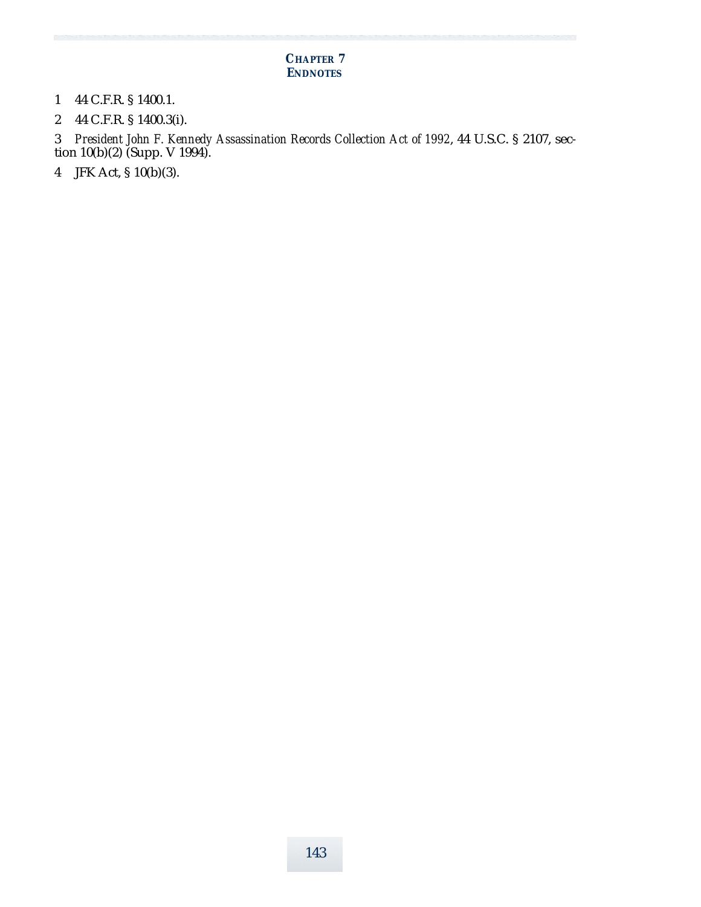## CHAPTER 7
## ENDNOTES

1 44 C.F.R. § 1400.1.

2 44 C.F.R. § 1400.3(i).

3 *President John F. Kennedy Assassination Records Collection Act of 1992*, 44 U.S.C. § 2107, section 10(b)(2) (Supp. V 1994).

4 JFK Act, § 10(b)(3).